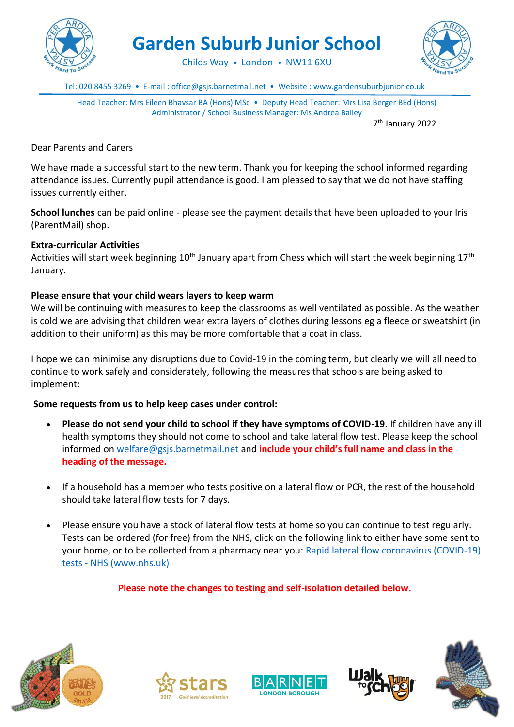# Garden Suburb Junior School

Childs Way • London • NW11 6XU

Tel: 020 8455 3269 • E-mail : office@gsjs.barnetmail.net • Website : www.gardensuburbjunior.co.uk

Head Teacher: Mrs Eileen Bhavsar BA (Hons) MSc • Deputy Head Teacher: Mrs Lisa Berger BEd (Hons)
Administrator / School Business Manager: Ms Andrea Bailey

7th January 2022

Dear Parents and Carers

We have made a successful start to the new term. Thank you for keeping the school informed regarding attendance issues. Currently pupil attendance is good. I am pleased to say that we do not have staffing issues currently either.

**School lunches** can be paid online - please see the payment details that have been uploaded to your Iris (ParentMail) shop.

**Extra-curricular Activities**

Activities will start week beginning 10th January apart from Chess which will start the week beginning 17th January.

**Please ensure that your child wears layers to keep warm**

We will be continuing with measures to keep the classrooms as well ventilated as possible. As the weather is cold we are advising that children wear extra layers of clothes during lessons eg a fleece or sweatshirt (in addition to their uniform) as this may be more comfortable that a coat in class.

I hope we can minimise any disruptions due to Covid-19 in the coming term, but clearly we will all need to continue to work safely and considerately, following the measures that schools are being asked to implement:

**Some requests from us to help keep cases under control:**

- **Please do not send your child to school if they have symptoms of COVID-19.** If children have any ill health symptoms they should not come to school and take lateral flow test. Please keep the school informed on welfare@gsjs.barnetmail.net and **include your child's full name and class in the heading of the message.**
- If a household has a member who tests positive on a lateral flow or PCR, the rest of the household should take lateral flow tests for 7 days.
- Please ensure you have a stock of lateral flow tests at home so you can continue to test regularly. Tests can be ordered (for free) from the NHS, click on the following link to either have some sent to your home, or to be collected from a pharmacy near you: [Rapid lateral flow coronavirus (COVID-19) tests - NHS (www.nhs.uk)]

**Please note the changes to testing and self-isolation detailed below.**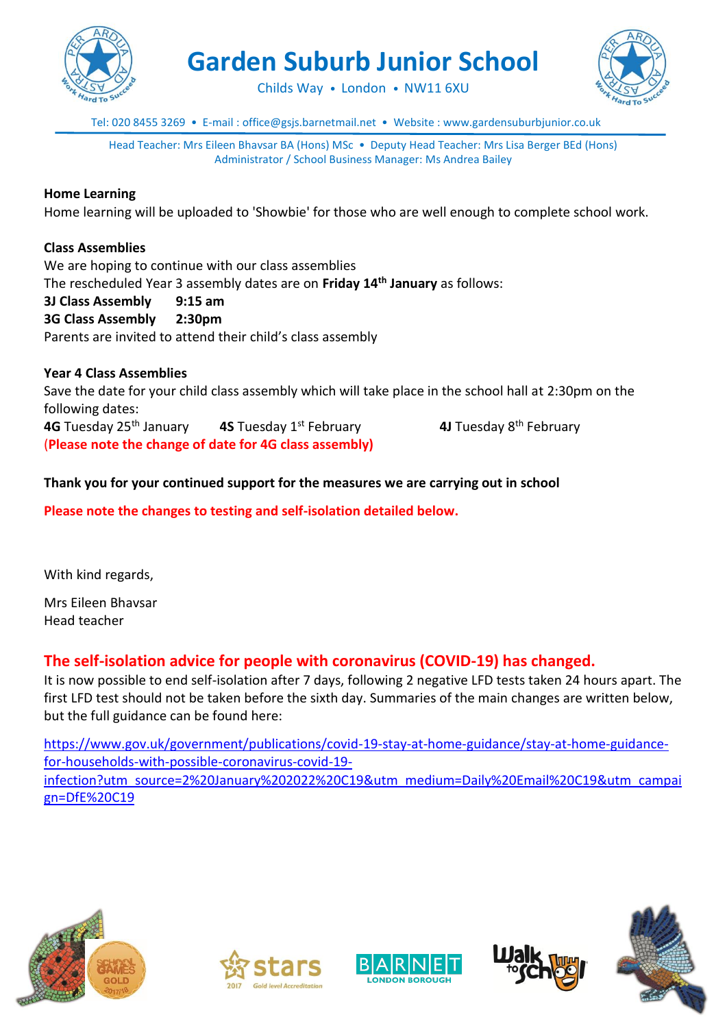# Garden Suburb Junior School

Childs Way • London • NW11 6XU

Tel: 020 8455 3269 • E-mail : office@gsjs.barnetmail.net • Website : www.gardensuburbjunior.co.uk

Head Teacher: Mrs Eileen Bhavsar BA (Hons) MSc • Deputy Head Teacher: Mrs Lisa Berger BEd (Hons)
Administrator / School Business Manager: Ms Andrea Bailey

**Home Learning**
Home learning will be uploaded to 'Showbie' for those who are well enough to complete school work.

**Class Assemblies**
We are hoping to continue with our class assemblies
The rescheduled Year 3 assembly dates are on **Friday 14th January** as follows:
**3J Class Assembly 9:15 am**
**3G Class Assembly 2:30pm**
Parents are invited to attend their child's class assembly

**Year 4 Class Assemblies**
Save the date for your child class assembly which will take place in the school hall at 2:30pm on the following dates:
**4G** Tuesday 25th January **4S** Tuesday 1st February **4J** Tuesday 8th February
**(Please note the change of date for 4G class assembly)**

**Thank you for your continued support for the measures we are carrying out in school**

**Please note the changes to testing and self-isolation detailed below.**

With kind regards,

Mrs Eileen Bhavsar
Head teacher

## The self-isolation advice for people with coronavirus (COVID-19) has changed.

It is now possible to end self-isolation after 7 days, following 2 negative LFD tests taken 24 hours apart. The first LFD test should not be taken before the sixth day. Summaries of the main changes are written below, but the full guidance can be found here:

https://www.gov.uk/government/publications/covid-19-stay-at-home-guidance/stay-at-home-guidance-for-households-with-possible-coronavirus-covid-19-infection?utm_source=2%20January%202022%20C19&utm_medium=Daily%20Email%20C19&utm_campaign=DfE%20C19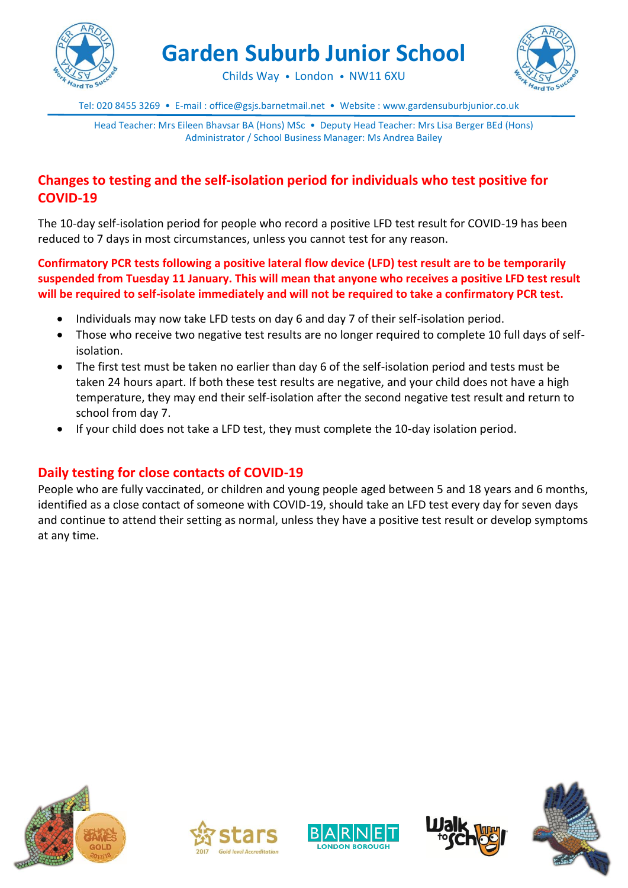# Garden Suburb Junior School

Childs Way • London • NW11 6XU

Tel: 020 8455 3269 • E-mail : office@gsjs.barnetmail.net • Website : www.gardensuburbjunior.co.uk

Head Teacher: Mrs Eileen Bhavsar BA (Hons) MSc • Deputy Head Teacher: Mrs Lisa Berger BEd (Hons)
Administrator / School Business Manager: Ms Andrea Bailey

## Changes to testing and the self-isolation period for individuals who test positive for COVID-19

The 10-day self-isolation period for people who record a positive LFD test result for COVID-19 has been reduced to 7 days in most circumstances, unless you cannot test for any reason.

**Confirmatory PCR tests following a positive lateral flow device (LFD) test result are to be temporarily suspended from Tuesday 11 January. This will mean that anyone who receives a positive LFD test result will be required to self-isolate immediately and will not be required to take a confirmatory PCR test.**

- Individuals may now take LFD tests on day 6 and day 7 of their self-isolation period.
- Those who receive two negative test results are no longer required to complete 10 full days of self-isolation.
- The first test must be taken no earlier than day 6 of the self-isolation period and tests must be taken 24 hours apart. If both these test results are negative, and your child does not have a high temperature, they may end their self-isolation after the second negative test result and return to school from day 7.
- If your child does not take a LFD test, they must complete the 10-day isolation period.

## Daily testing for close contacts of COVID-19

People who are fully vaccinated, or children and young people aged between 5 and 18 years and 6 months, identified as a close contact of someone with COVID-19, should take an LFD test every day for seven days and continue to attend their setting as normal, unless they have a positive test result or develop symptoms at any time.